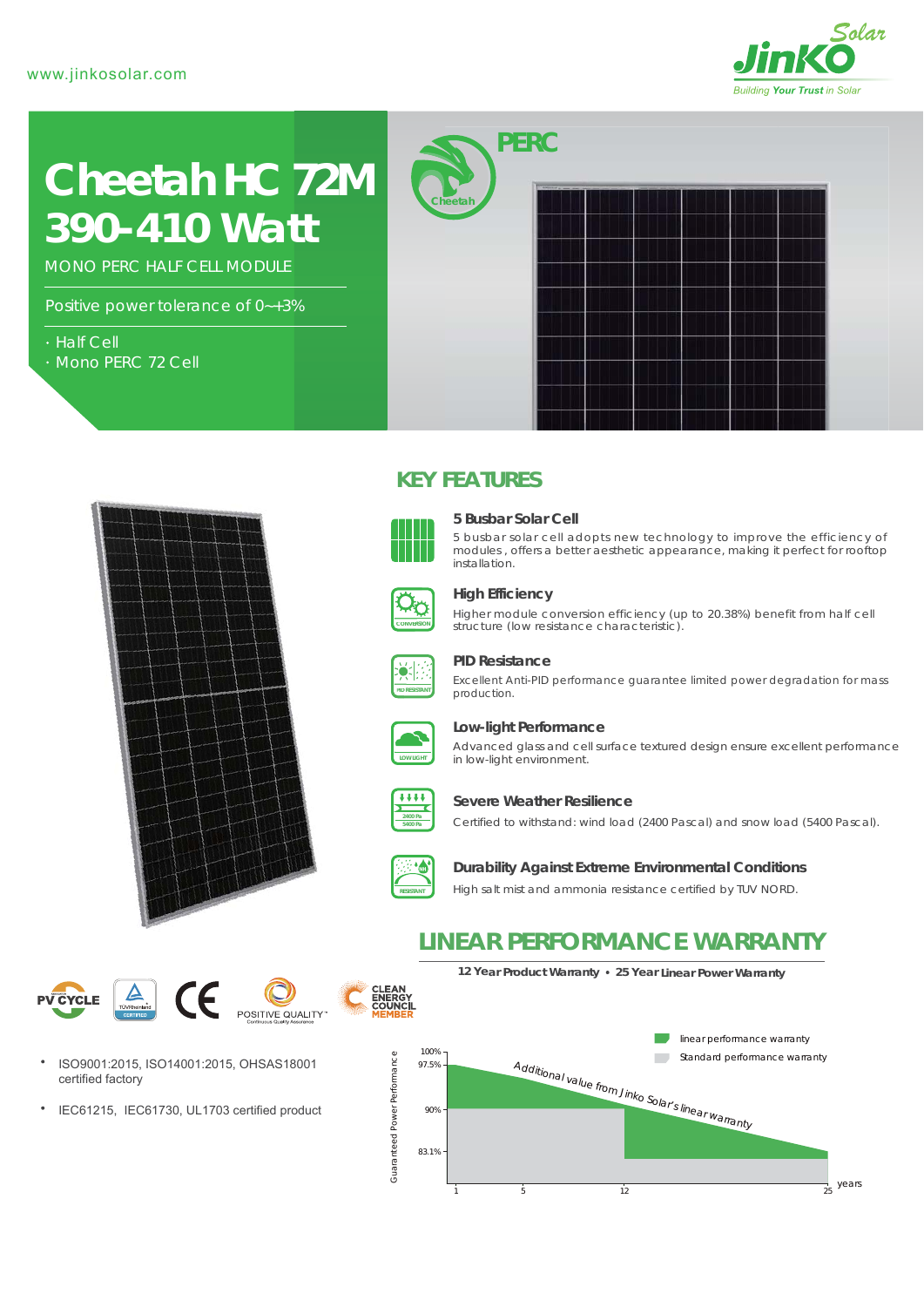www.jinkosolar.com

JinKO Solar — Building Your Trust in Solar

# Cheetah HC 72M 390-410 Watt

MONO PERC HALF CELL MODULE

Positive power tolerance of 0~+3%

- Half Cell
- Mono PERC 72 Cell

PERC

Cheetah

## KEY FEATURES

### 5 Busbar Solar Cell

5 busbar solar cell adopts new technology to improve the efficiency of modules, offers a better aesthetic appearance, making it perfect for rooftop installation.

### High Efficiency

Higher module conversion efficiency (up to 20.38%) benefit from half cell structure (low resistance characteristic).

### PID Resistance

Excellent Anti-PID performance guarantee limited power degradation for mass production.

### Low-light Performance

Advanced glass and cell surface textured design ensure excellent performance in low-light environment.

### Severe Weather Resilience

Certified to withstand: wind load (2400 Pascal) and snow load (5400 Pascal).

### Durability Against Extreme Environmental Conditions

High salt mist and ammonia resistance certified by TUV NORD.

PV CYCLE · TÜVRheinland CERTIFIED · CE · POSITIVE QUALITY · CLEAN ENERGY COUNCIL MEMBER

- ISO9001:2015, ISO14001:2015, OHSAS18001 certified factory
- IEC61215, IEC61730, UL1703 certified product

## LINEAR PERFORMANCE WARRANTY

**12 Year Product Warranty • 25 Year Linear Power Warranty**

- linear performance warranty
- Standard performance warranty

Additional value from Jinko Solar's linear warranty

Guaranteed Power Performance: 100%, 97.5%, 90%, 83.1%

years: 1, 5, 12, 25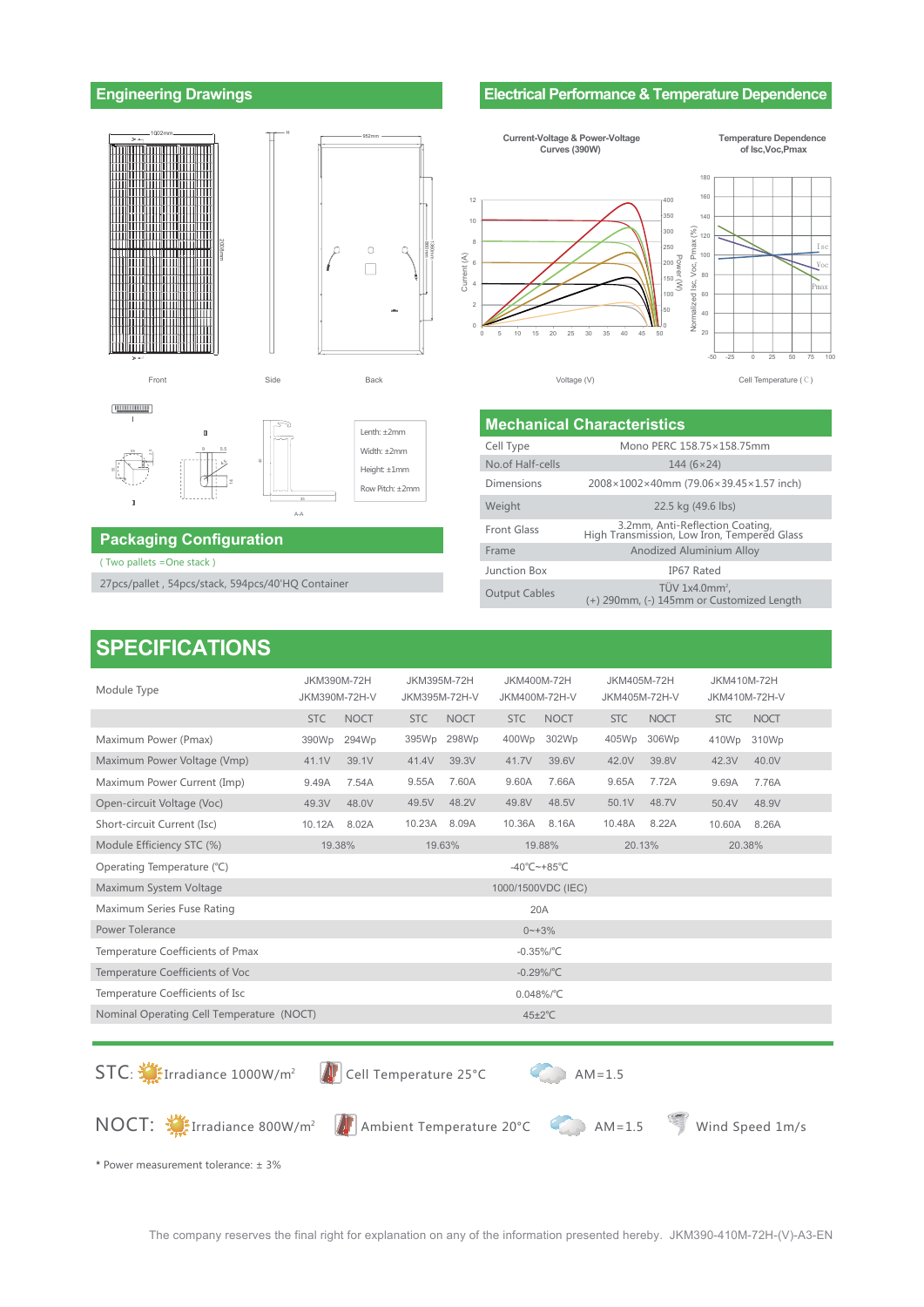## Engineering Drawings

1002mm

2008mm

952mm

1380mm

Front

Side

Back

Lenth: ±2mm

Width: ±2mm

Height: ±1mm

Row Pitch: ±2mm

A-A

## Packaging Configuration

( Two pallets =One stack )

27pcs/pallet , 54pcs/stack, 594pcs/40'HQ Container

## Electrical Performance & Temperature Dependence

Current-Voltage & Power-Voltage Curves (390W)

Current (A)

Power (W)

Voltage (V)

Temperature Dependence of Isc,Voc,Pmax

Normalized Isc, Voc, Pmax (%)

Isc

Voc

Pmax

Cell Temperature (℃)

## Mechanical Characteristics

| | |
|---|---|
| Cell Type | Mono PERC 158.75×158.75mm |
| No.of Half-cells | 144 (6×24) |
| Dimensions | 2008×1002×40mm (79.06×39.45×1.57 inch) |
| Weight | 22.5 kg (49.6 lbs) |
| Front Glass | 3.2mm, Anti-Reflection Coating, High Transmission, Low Iron, Tempered Glass |
| Frame | Anodized Aluminium Alloy |
| Junction Box | IP67 Rated |
| Output Cables | TÜV 1x4.0mm², (+) 290mm, (-) 145mm or Customized Length |

## SPECIFICATIONS

| Module Type | JKM390M-72H JKM390M-72H-V | | JKM395M-72H JKM395M-72H-V | | JKM400M-72H JKM400M-72H-V | | JKM405M-72H JKM405M-72H-V | | JKM410M-72H JKM410M-72H-V | |
|---|---|---|---|---|---|---|---|---|---|---|
| | STC | NOCT | STC | NOCT | STC | NOCT | STC | NOCT | STC | NOCT |
| Maximum Power (Pmax) | 390Wp | 294Wp | 395Wp | 298Wp | 400Wp | 302Wp | 405Wp | 306Wp | 410Wp | 310Wp |
| Maximum Power Voltage (Vmp) | 41.1V | 39.1V | 41.4V | 39.3V | 41.7V | 39.6V | 42.0V | 39.8V | 42.3V | 40.0V |
| Maximum Power Current (Imp) | 9.49A | 7.54A | 9.55A | 7.60A | 9.60A | 7.66A | 9.65A | 7.72A | 9.69A | 7.76A |
| Open-circuit Voltage (Voc) | 49.3V | 48.0V | 49.5V | 48.2V | 49.8V | 48.5V | 50.1V | 48.7V | 50.4V | 48.9V |
| Short-circuit Current (Isc) | 10.12A | 8.02A | 10.23A | 8.09A | 10.36A | 8.16A | 10.48A | 8.22A | 10.60A | 8.26A |
| Module Efficiency STC (%) | 19.38% | | 19.63% | | 19.88% | | 20.13% | | 20.38% | |
| Operating Temperature (℃) | -40℃~+85℃ | | | | | | | | | |
| Maximum System Voltage | 1000/1500VDC (IEC) | | | | | | | | | |
| Maximum Series Fuse Rating | 20A | | | | | | | | | |
| Power Tolerance | 0~+3% | | | | | | | | | |
| Temperature Coefficients of Pmax | -0.35%/℃ | | | | | | | | | |
| Temperature Coefficients of Voc | -0.29%/℃ | | | | | | | | | |
| Temperature Coefficients of Isc | 0.048%/℃ | | | | | | | | | |
| Nominal Operating Cell Temperature (NOCT) | 45±2℃ | | | | | | | | | |

STC: Irradiance 1000W/m² Cell Temperature 25°C AM=1.5

NOCT: Irradiance 800W/m² Ambient Temperature 20°C AM=1.5 Wind Speed 1m/s

* Power measurement tolerance: ± 3%

The company reserves the final right for explanation on any of the information presented hereby. JKM390-410M-72H-(V)-A3-EN